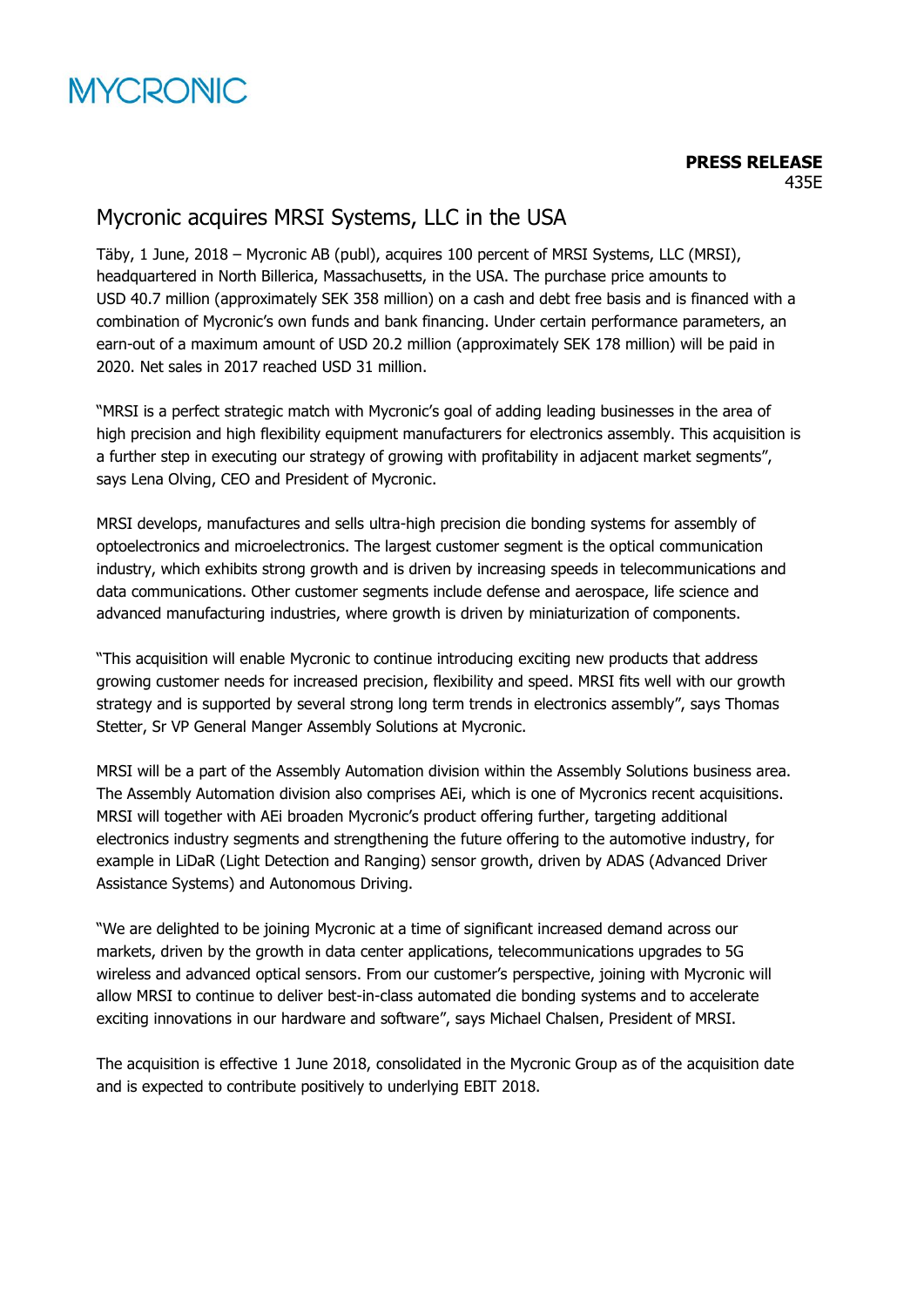MYCRONIC

**PRESS RELEASE**
435E

# Mycronic acquires MRSI Systems, LLC in the USA

Täby, 1 June, 2018 – Mycronic AB (publ), acquires 100 percent of MRSI Systems, LLC (MRSI), headquartered in North Billerica, Massachusetts, in the USA. The purchase price amounts to USD 40.7 million (approximately SEK 358 million) on a cash and debt free basis and is financed with a combination of Mycronic's own funds and bank financing. Under certain performance parameters, an earn-out of a maximum amount of USD 20.2 million (approximately SEK 178 million) will be paid in 2020. Net sales in 2017 reached USD 31 million.

"MRSI is a perfect strategic match with Mycronic's goal of adding leading businesses in the area of high precision and high flexibility equipment manufacturers for electronics assembly. This acquisition is a further step in executing our strategy of growing with profitability in adjacent market segments", says Lena Olving, CEO and President of Mycronic.

MRSI develops, manufactures and sells ultra-high precision die bonding systems for assembly of optoelectronics and microelectronics. The largest customer segment is the optical communication industry, which exhibits strong growth and is driven by increasing speeds in telecommunications and data communications. Other customer segments include defense and aerospace, life science and advanced manufacturing industries, where growth is driven by miniaturization of components.

"This acquisition will enable Mycronic to continue introducing exciting new products that address growing customer needs for increased precision, flexibility and speed. MRSI fits well with our growth strategy and is supported by several strong long term trends in electronics assembly", says Thomas Stetter, Sr VP General Manger Assembly Solutions at Mycronic.

MRSI will be a part of the Assembly Automation division within the Assembly Solutions business area. The Assembly Automation division also comprises AEi, which is one of Mycronics recent acquisitions. MRSI will together with AEi broaden Mycronic's product offering further, targeting additional electronics industry segments and strengthening the future offering to the automotive industry, for example in LiDaR (Light Detection and Ranging) sensor growth, driven by ADAS (Advanced Driver Assistance Systems) and Autonomous Driving.

"We are delighted to be joining Mycronic at a time of significant increased demand across our markets, driven by the growth in data center applications, telecommunications upgrades to 5G wireless and advanced optical sensors. From our customer's perspective, joining with Mycronic will allow MRSI to continue to deliver best-in-class automated die bonding systems and to accelerate exciting innovations in our hardware and software", says Michael Chalsen, President of MRSI.

The acquisition is effective 1 June 2018, consolidated in the Mycronic Group as of the acquisition date and is expected to contribute positively to underlying EBIT 2018.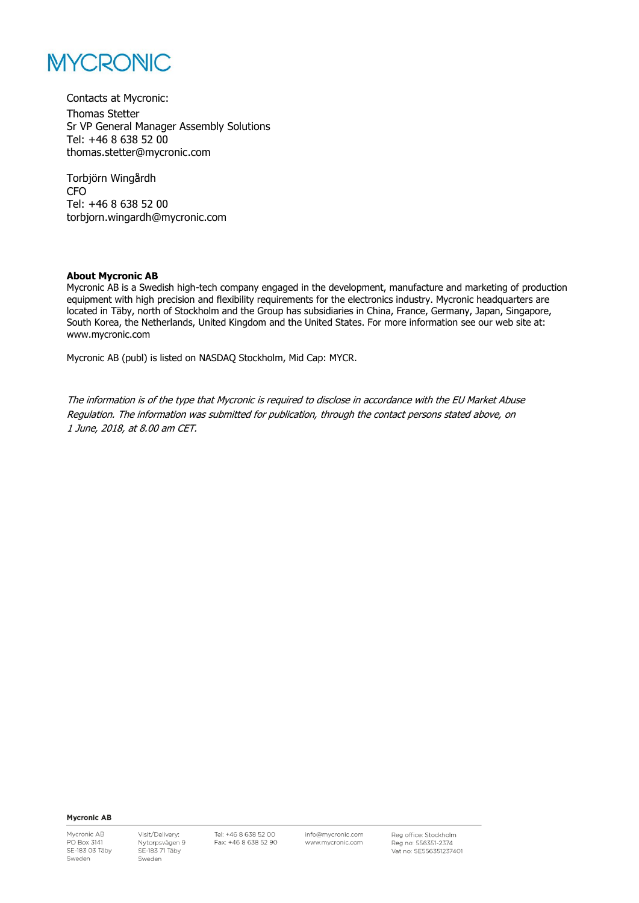Contacts at Mycronic:

Thomas Stetter
Sr VP General Manager Assembly Solutions
Tel: +46 8 638 52 00
thomas.stetter@mycronic.com

Torbjörn Wingårdh
CFO
Tel: +46 8 638 52 00
torbjorn.wingardh@mycronic.com

**About Mycronic AB**
Mycronic AB is a Swedish high-tech company engaged in the development, manufacture and marketing of production equipment with high precision and flexibility requirements for the electronics industry. Mycronic headquarters are located in Täby, north of Stockholm and the Group has subsidiaries in China, France, Germany, Japan, Singapore, South Korea, the Netherlands, United Kingdom and the United States. For more information see our web site at: www.mycronic.com

Mycronic AB (publ) is listed on NASDAQ Stockholm, Mid Cap: MYCR.

*The information is of the type that Mycronic is required to disclose in accordance with the EU Market Abuse Regulation. The information was submitted for publication, through the contact persons stated above, on 1 June, 2018, at 8.00 am CET.*